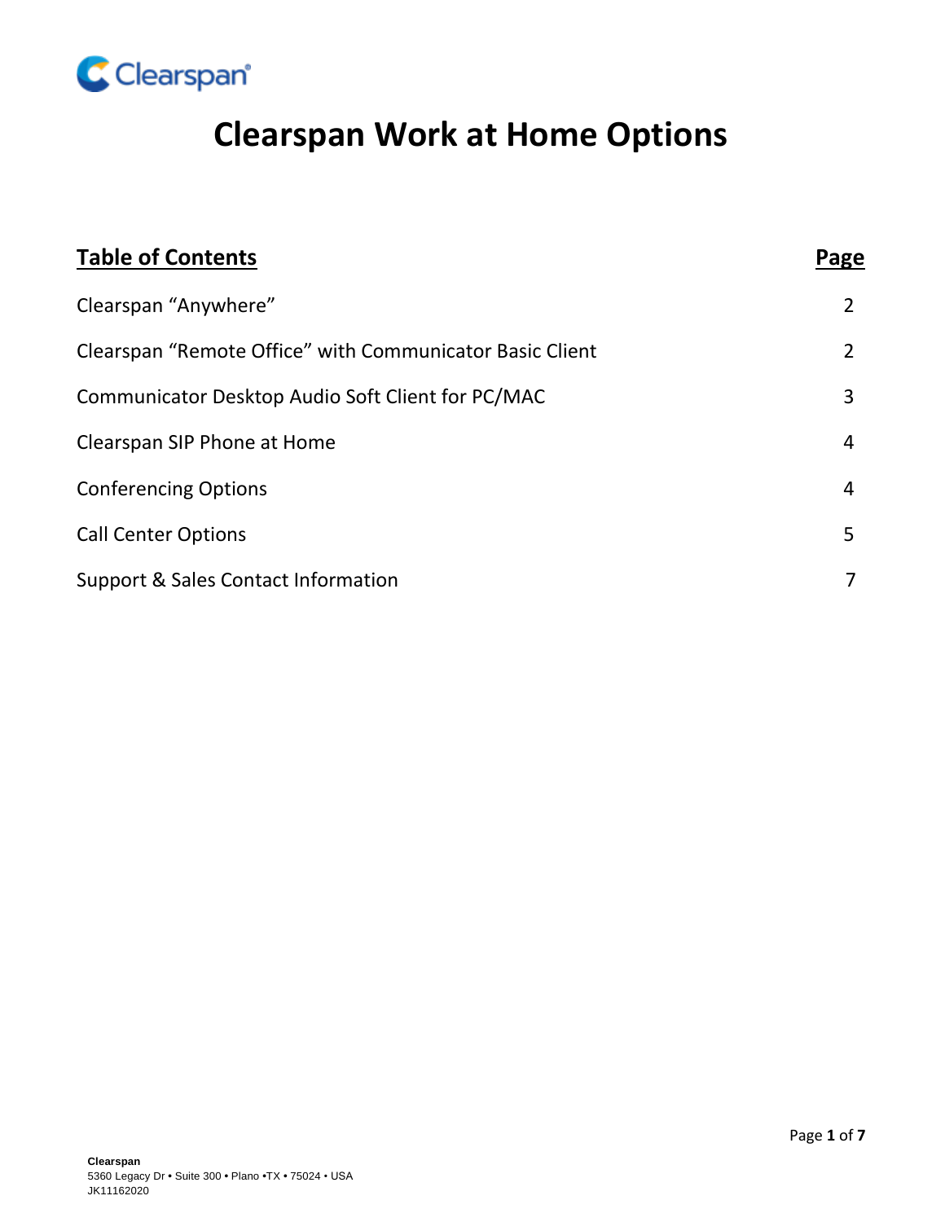Clearspan

# Clearspan Work at Home Options

| Table of Contents | Page |
|---|---|
| Clearspan "Anywhere" | 2 |
| Clearspan "Remote Office" with Communicator Basic Client | 2 |
| Communicator Desktop Audio Soft Client for PC/MAC | 3 |
| Clearspan SIP Phone at Home | 4 |
| Conferencing Options | 4 |
| Call Center Options | 5 |
| Support & Sales Contact Information | 7 |

**Clearspan**
5360 Legacy Dr • Suite 300 • Plano •TX • 75024 • USA
JK11162020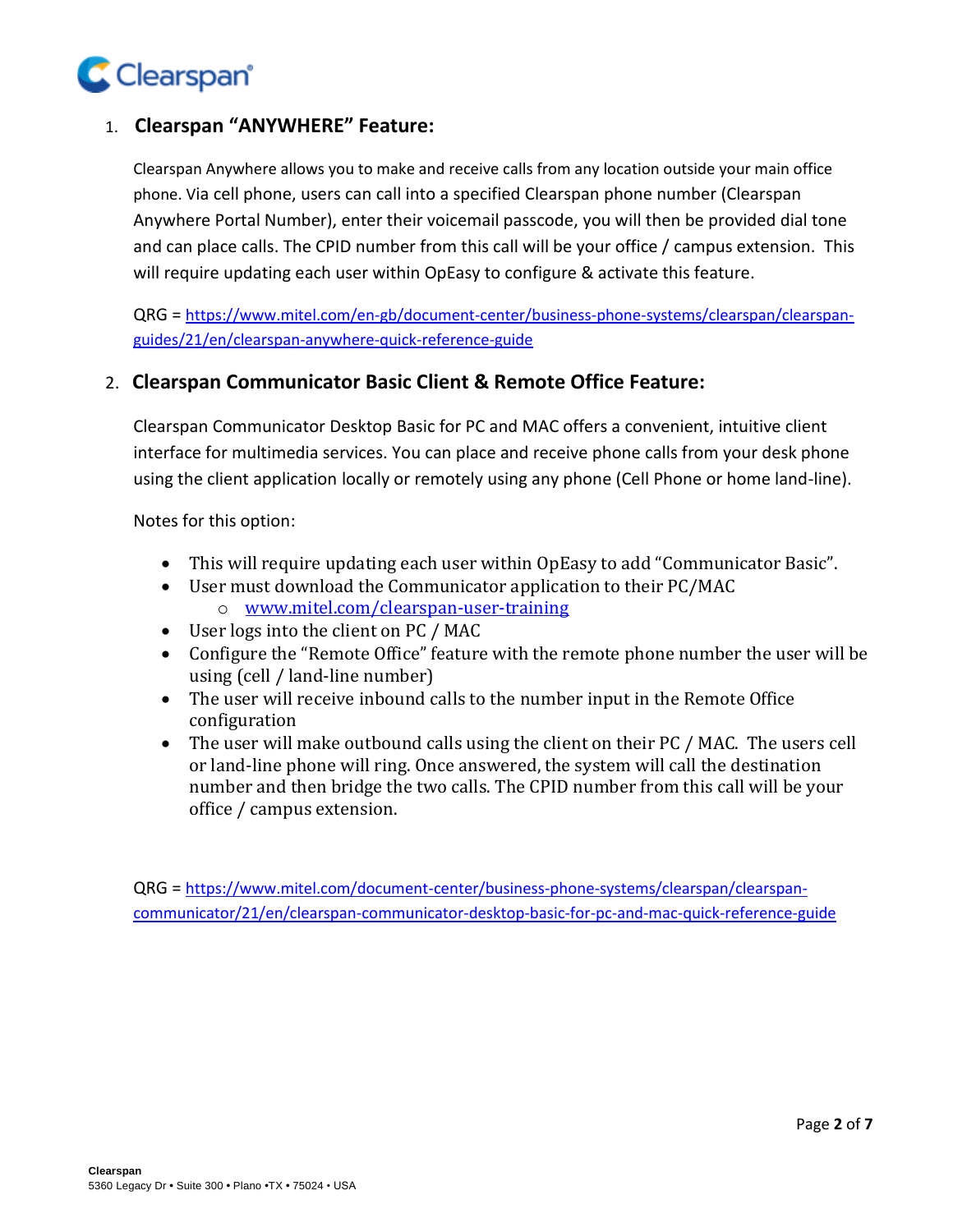## 1. Clearspan "ANYWHERE" Feature:

Clearspan Anywhere allows you to make and receive calls from any location outside your main office phone. Via cell phone, users can call into a specified Clearspan phone number (Clearspan Anywhere Portal Number), enter their voicemail passcode, you will then be provided dial tone and can place calls. The CPID number from this call will be your office / campus extension. This will require updating each user within OpEasy to configure & activate this feature.

QRG = [https://www.mitel.com/en-gb/document-center/business-phone-systems/clearspan/clearspan-guides/21/en/clearspan-anywhere-quick-reference-guide](https://www.mitel.com/en-gb/document-center/business-phone-systems/clearspan/clearspan-guides/21/en/clearspan-anywhere-quick-reference-guide)

## 2. Clearspan Communicator Basic Client & Remote Office Feature:

Clearspan Communicator Desktop Basic for PC and MAC offers a convenient, intuitive client interface for multimedia services. You can place and receive phone calls from your desk phone using the client application locally or remotely using any phone (Cell Phone or home land-line).

Notes for this option:

- This will require updating each user within OpEasy to add "Communicator Basic".
- User must download the Communicator application to their PC/MAC
  - [www.mitel.com/clearspan-user-training](www.mitel.com/clearspan-user-training)
- User logs into the client on PC / MAC
- Configure the "Remote Office" feature with the remote phone number the user will be using (cell / land-line number)
- The user will receive inbound calls to the number input in the Remote Office configuration
- The user will make outbound calls using the client on their PC / MAC. The users cell or land-line phone will ring. Once answered, the system will call the destination number and then bridge the two calls. The CPID number from this call will be your office / campus extension.

QRG = [https://www.mitel.com/document-center/business-phone-systems/clearspan/clearspan-communicator/21/en/clearspan-communicator-desktop-basic-for-pc-and-mac-quick-reference-guide](https://www.mitel.com/document-center/business-phone-systems/clearspan/clearspan-communicator/21/en/clearspan-communicator-desktop-basic-for-pc-and-mac-quick-reference-guide)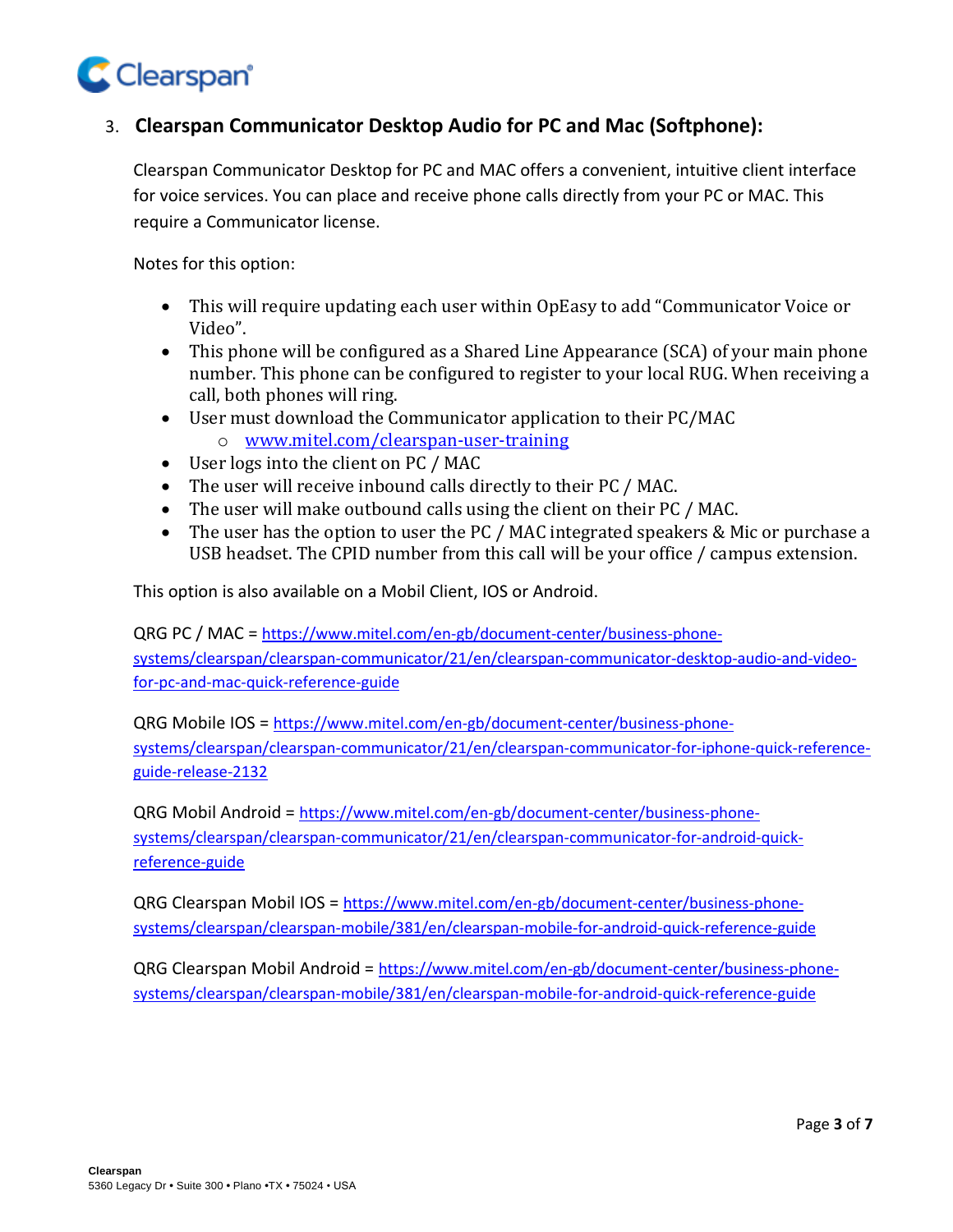### 3. Clearspan Communicator Desktop Audio for PC and Mac (Softphone):

Clearspan Communicator Desktop for PC and MAC offers a convenient, intuitive client interface for voice services. You can place and receive phone calls directly from your PC or MAC. This require a Communicator license.

Notes for this option:

- This will require updating each user within OpEasy to add "Communicator Voice or Video".
- This phone will be configured as a Shared Line Appearance (SCA) of your main phone number. This phone can be configured to register to your local RUG. When receiving a call, both phones will ring.
- User must download the Communicator application to their PC/MAC
  - www.mitel.com/clearspan-user-training
- User logs into the client on PC / MAC
- The user will receive inbound calls directly to their PC / MAC.
- The user will make outbound calls using the client on their PC / MAC.
- The user has the option to user the PC / MAC integrated speakers & Mic or purchase a USB headset. The CPID number from this call will be your office / campus extension.

This option is also available on a Mobil Client, IOS or Android.

QRG PC / MAC = https://www.mitel.com/en-gb/document-center/business-phone-systems/clearspan/clearspan-communicator/21/en/clearspan-communicator-desktop-audio-and-video-for-pc-and-mac-quick-reference-guide

QRG Mobile IOS = https://www.mitel.com/en-gb/document-center/business-phone-systems/clearspan/clearspan-communicator/21/en/clearspan-communicator-for-iphone-quick-reference-guide-release-2132

QRG Mobil Android = https://www.mitel.com/en-gb/document-center/business-phone-systems/clearspan/clearspan-communicator/21/en/clearspan-communicator-for-android-quick-reference-guide

QRG Clearspan Mobil IOS = https://www.mitel.com/en-gb/document-center/business-phone-systems/clearspan/clearspan-mobile/381/en/clearspan-mobile-for-android-quick-reference-guide

QRG Clearspan Mobil Android = https://www.mitel.com/en-gb/document-center/business-phone-systems/clearspan/clearspan-mobile/381/en/clearspan-mobile-for-android-quick-reference-guide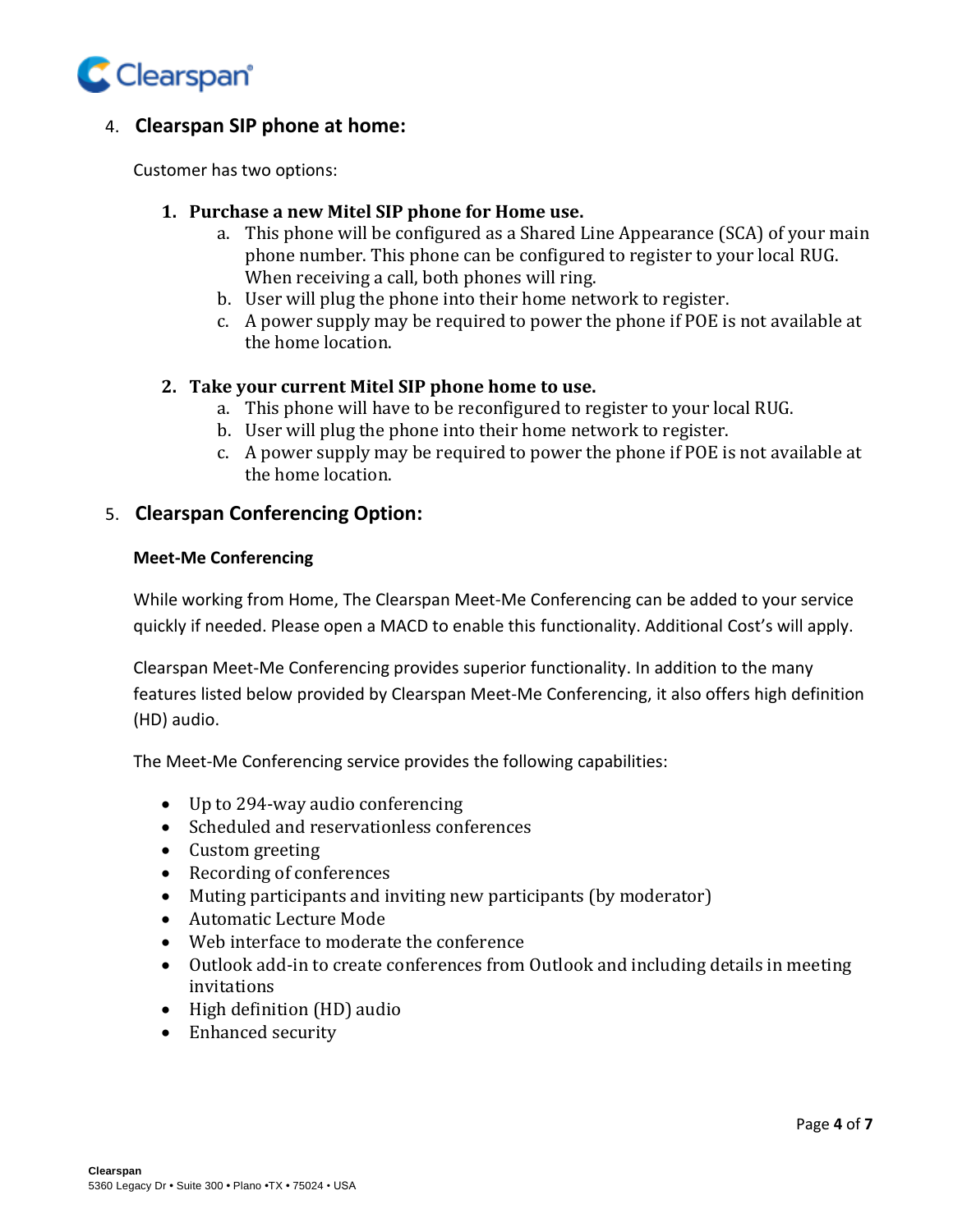## 4. Clearspan SIP phone at home:

Customer has two options:

1. **Purchase a new Mitel SIP phone for Home use.**
    a. This phone will be configured as a Shared Line Appearance (SCA) of your main phone number. This phone can be configured to register to your local RUG. When receiving a call, both phones will ring.
    b. User will plug the phone into their home network to register.
    c. A power supply may be required to power the phone if POE is not available at the home location.

2. **Take your current Mitel SIP phone home to use.**
    a. This phone will have to be reconfigured to register to your local RUG.
    b. User will plug the phone into their home network to register.
    c. A power supply may be required to power the phone if POE is not available at the home location.

## 5. Clearspan Conferencing Option:

### Meet-Me Conferencing

While working from Home, The Clearspan Meet-Me Conferencing can be added to your service quickly if needed. Please open a MACD to enable this functionality. Additional Cost's will apply.

Clearspan Meet-Me Conferencing provides superior functionality. In addition to the many features listed below provided by Clearspan Meet-Me Conferencing, it also offers high definition (HD) audio.

The Meet-Me Conferencing service provides the following capabilities:

- Up to 294-way audio conferencing
- Scheduled and reservationless conferences
- Custom greeting
- Recording of conferences
- Muting participants and inviting new participants (by moderator)
- Automatic Lecture Mode
- Web interface to moderate the conference
- Outlook add-in to create conferences from Outlook and including details in meeting invitations
- High definition (HD) audio
- Enhanced security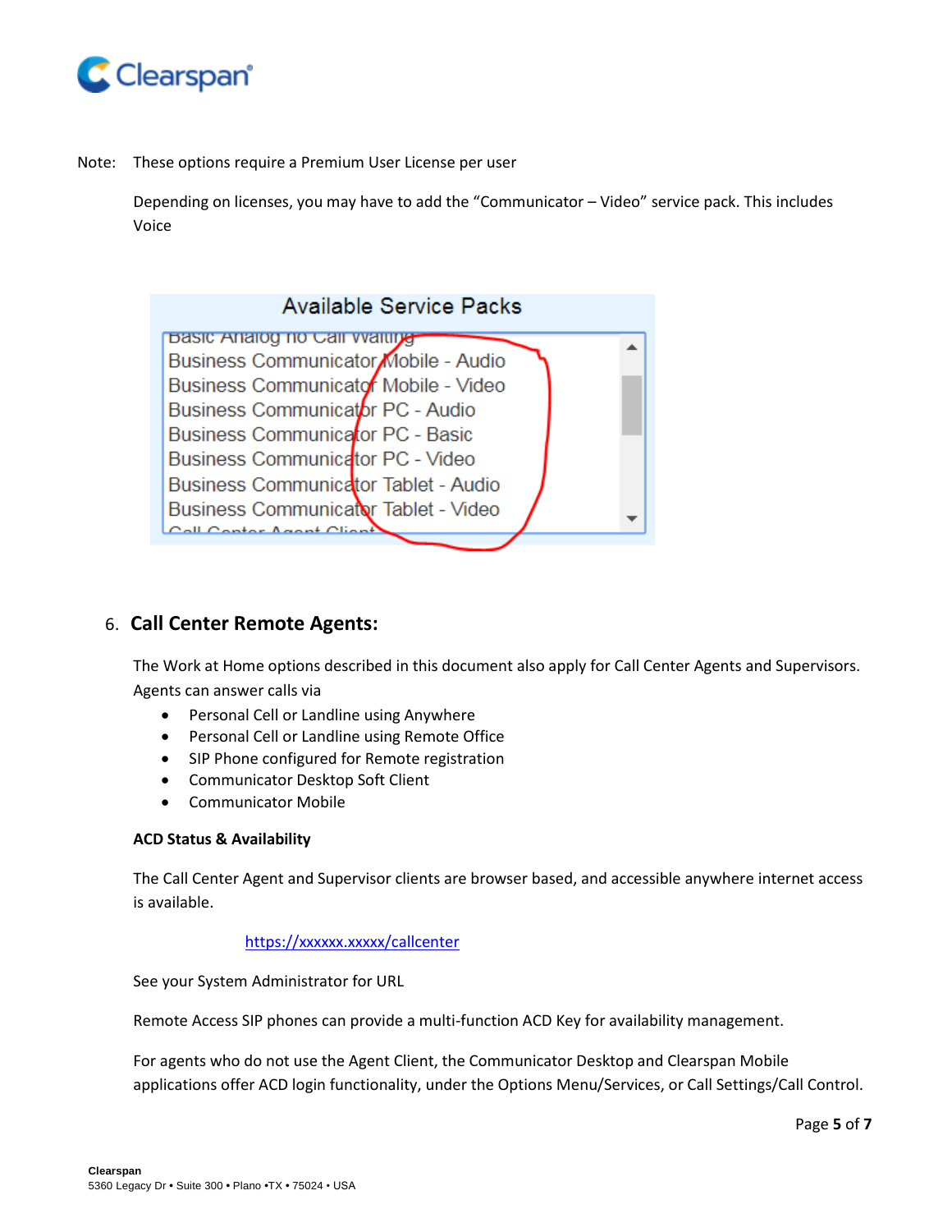Note: These options require a Premium User License per user

Depending on licenses, you may have to add the “Communicator – Video” service pack. This includes Voice

Available Service Packs

- Basic Analog no Call Waiting
- Business Communicator Mobile - Audio
- Business Communicator Mobile - Video
- Business Communicator PC - Audio
- Business Communicator PC - Basic
- Business Communicator PC - Video
- Business Communicator Tablet - Audio
- Business Communicator Tablet - Video
- Call Center Agent Client

6. **Call Center Remote Agents:**

The Work at Home options described in this document also apply for Call Center Agents and Supervisors. Agents can answer calls via

- Personal Cell or Landline using Anywhere
- Personal Cell or Landline using Remote Office
- SIP Phone configured for Remote registration
- Communicator Desktop Soft Client
- Communicator Mobile

**ACD Status & Availability**

The Call Center Agent and Supervisor clients are browser based, and accessible anywhere internet access is available.

https://xxxxxx.xxxxx/callcenter

See your System Administrator for URL

Remote Access SIP phones can provide a multi-function ACD Key for availability management.

For agents who do not use the Agent Client, the Communicator Desktop and Clearspan Mobile applications offer ACD login functionality, under the Options Menu/Services, or Call Settings/Call Control.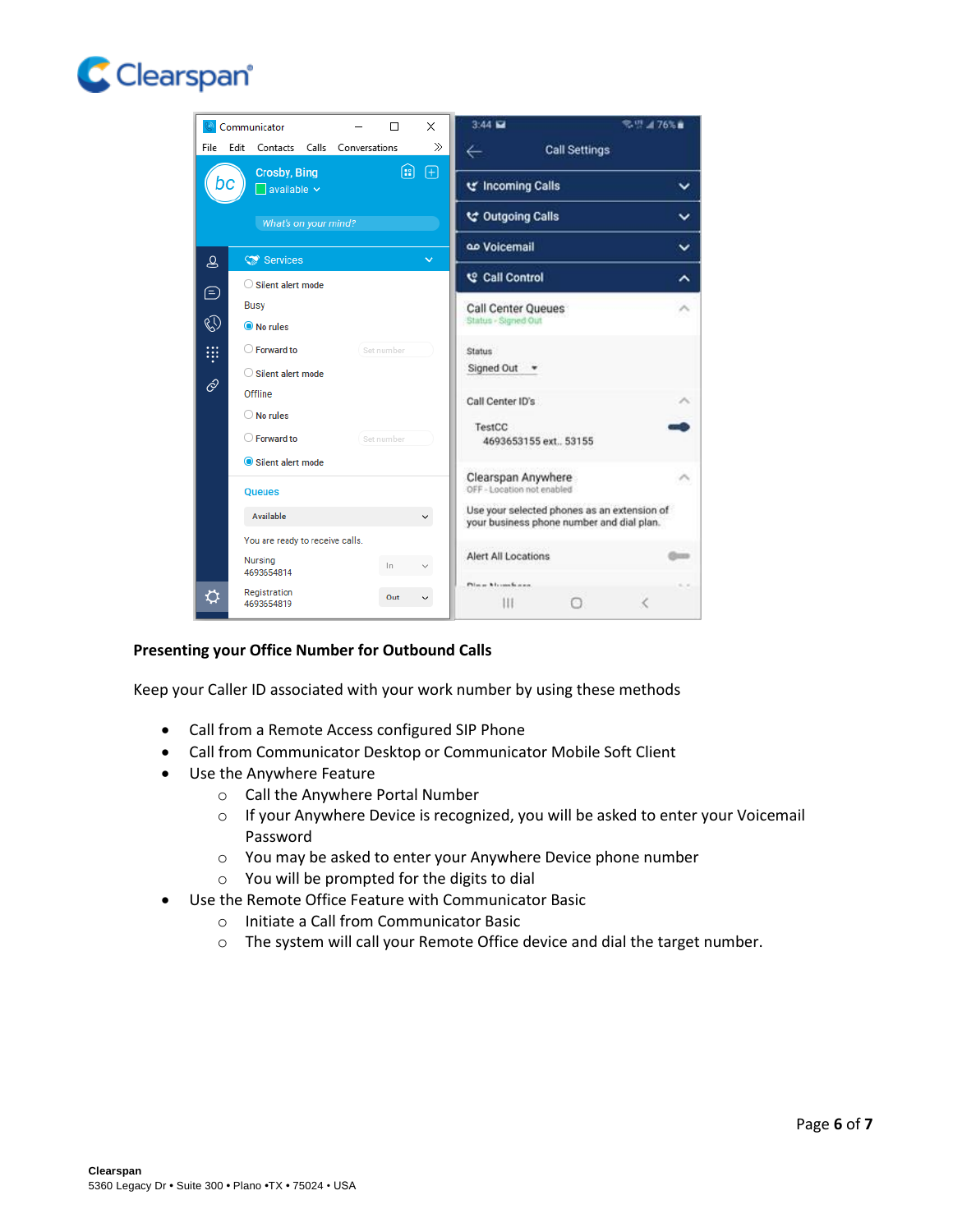## Presenting your Office Number for Outbound Calls

Keep your Caller ID associated with your work number by using these methods

- Call from a Remote Access configured SIP Phone
- Call from Communicator Desktop or Communicator Mobile Soft Client
- Use the Anywhere Feature
  - Call the Anywhere Portal Number
  - If your Anywhere Device is recognized, you will be asked to enter your Voicemail Password
  - You may be asked to enter your Anywhere Device phone number
  - You will be prompted for the digits to dial
- Use the Remote Office Feature with Communicator Basic
  - Initiate a Call from Communicator Basic
  - The system will call your Remote Office device and dial the target number.

**Clearspan**
5360 Legacy Dr • Suite 300 • Plano •TX • 75024 • USA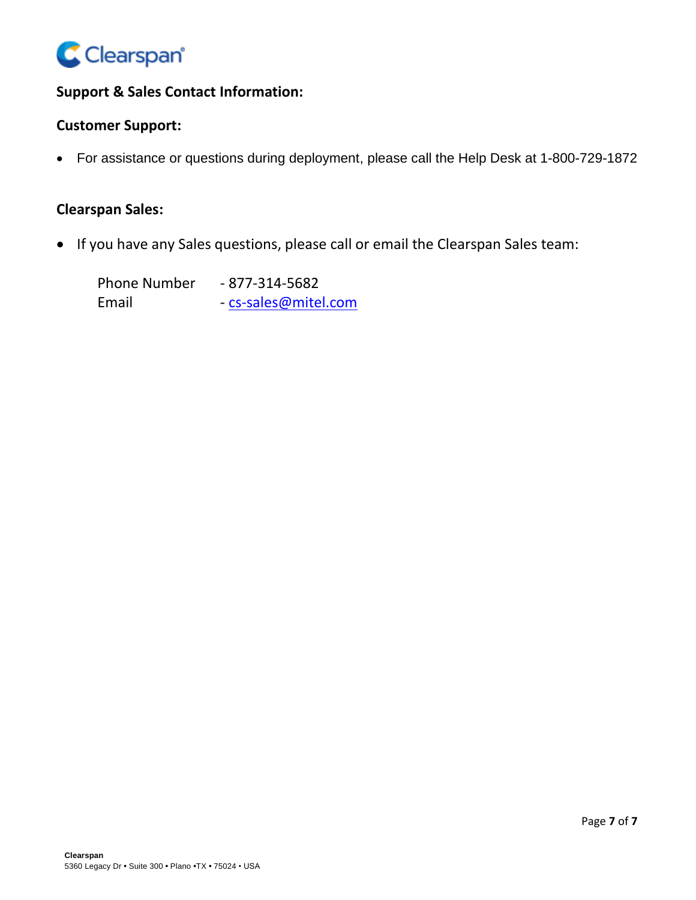Clearspan

**Support & Sales Contact Information:**

**Customer Support:**

- For assistance or questions during deployment, please call the Help Desk at 1-800-729-1872

**Clearspan Sales:**

- If you have any Sales questions, please call or email the Clearspan Sales team:

  Phone Number - 877-314-5682
  Email - cs-sales@mitel.com

**Clearspan**
5360 Legacy Dr • Suite 300 • Plano •TX • 75024 • USA